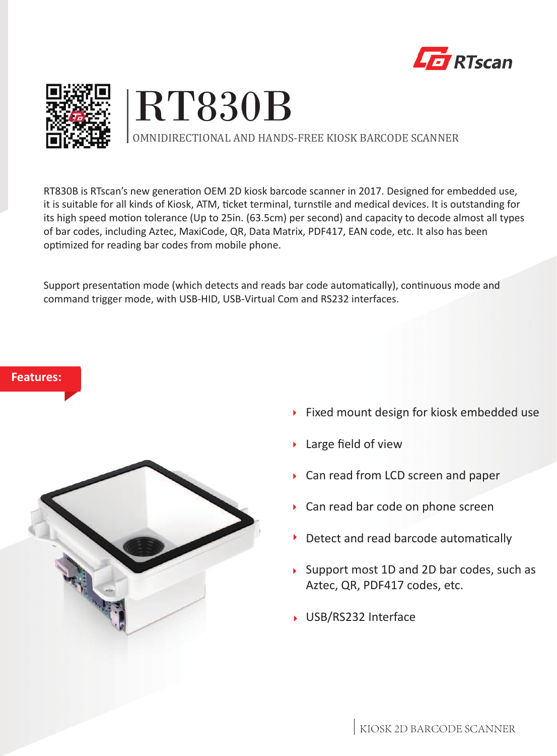# RT830B

OMNIDIRECTIONAL AND HANDS-FREE KIOSK BARCODE SCANNER

RT830B is RTscan's new generation OEM 2D kiosk barcode scanner in 2017. Designed for embedded use, it is suitable for all kinds of Kiosk, ATM, ticket terminal, turnstile and medical devices. It is outstanding for its high speed motion tolerance (Up to 25in. (63.5cm) per second) and capacity to decode almost all types of bar codes, including Aztec, MaxiCode, QR, Data Matrix, PDF417, EAN code, etc. It also has been optimized for reading bar codes from mobile phone.

Support presentation mode (which detects and reads bar code automatically), continuous mode and command trigger mode, with USB-HID, USB-Virtual Com and RS232 interfaces.

## Features:

- Fixed mount design for kiosk embedded use
- Large field of view
- Can read from LCD screen and paper
- Can read bar code on phone screen
- Detect and read barcode automatically
- Support most 1D and 2D bar codes, such as Aztec, QR, PDF417 codes, etc.
- USB/RS232 Interface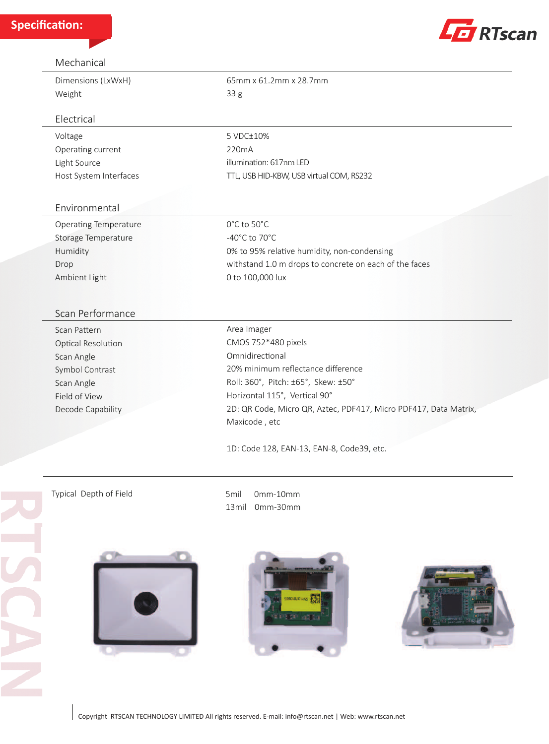## Specification:

### Mechanical

| | |
|---|---|
| Dimensions (LxWxH) | 65mm x 61.2mm x 28.7mm |
| Weight | 33 g |

### Electrical

| | |
|---|---|
| Voltage | 5 VDC±10% |
| Operating current | 220mA |
| Light Source | illumination: 617nm LED |
| Host System Interfaces | TTL, USB HID-KBW, USB virtual COM, RS232 |

### Environmental

| | |
|---|---|
| Operating Temperature | 0°C to 50°C |
| Storage Temperature | -40°C to 70°C |
| Humidity | 0% to 95% relative humidity, non-condensing |
| Drop | withstand 1.0 m drops to concrete on each of the faces |
| Ambient Light | 0 to 100,000 lux |

### Scan Performance

| | |
|---|---|
| Scan Pattern | Area Imager |
| Optical Resolution | CMOS 752*480 pixels |
| Scan Angle | Omnidirectional |
| Symbol Contrast | 20% minimum reflectance difference |
| Scan Angle | Roll: 360°, Pitch: ±65°, Skew: ±50° |
| Field of View | Horizontal 115°, Vertical 90° |
| Decode Capability | 2D: QR Code, Micro QR, Aztec, PDF417, Micro PDF417, Data Matrix, Maxicode , etc<br><br>1D: Code 128, EAN-13, EAN-8, Code39, etc. |

| | |
|---|---|
| Typical Depth of Field | 5mil 0mm-10mm<br>13mil 0mm-30mm |

Copyright RTSCAN TECHNOLOGY LIMITED All rights reserved. E-mail: info@rtscan.net | Web: www.rtscan.net